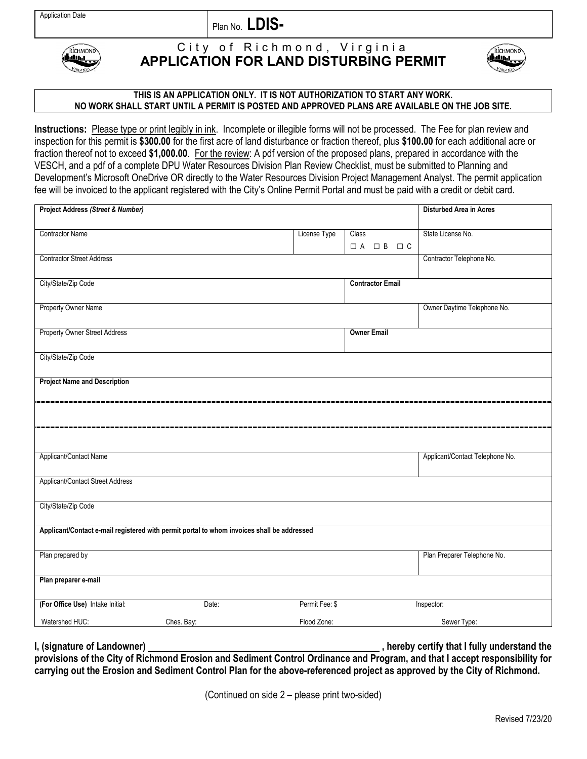| Application Date | Plan No. **LDIS-** |
|---|---|

# City of Richmond, Virginia
## APPLICATION FOR LAND DISTURBING PERMIT

**THIS IS AN APPLICATION ONLY. IT IS NOT AUTHORIZATION TO START ANY WORK.**
**NO WORK SHALL START UNTIL A PERMIT IS POSTED AND APPROVED PLANS ARE AVAILABLE ON THE JOB SITE.**

**Instructions:** Please type or print legibly in ink. Incomplete or illegible forms will not be processed. The Fee for plan review and inspection for this permit is **$300.00** for the first acre of land disturbance or fraction thereof, plus **$100.00** for each additional acre or fraction thereof not to exceed **$1,000.00**. For the review: A pdf version of the proposed plans, prepared in accordance with the VESCH, and a pdf of a complete DPU Water Resources Division Plan Review Checklist, must be submitted to Planning and Development's Microsoft OneDrive OR directly to the Water Resources Division Project Management Analyst. The permit application fee will be invoiced to the applicant registered with the City's Online Permit Portal and must be paid with a credit or debit card.

| | | | |
|---|---|---|---|
| **Project Address** ***(Street & Number)*** | | | **Disturbed Area in Acres** |
| Contractor Name | License Type | Class ☐ A ☐ B ☐ C | State License No. |
| Contractor Street Address | | | Contractor Telephone No. |
| City/State/Zip Code | | **Contractor Email** | |
| Property Owner Name | | | Owner Daytime Telephone No. |
| Property Owner Street Address | | **Owner Email** | |
| City/State/Zip Code | | | |
| **Project Name and Description** | | | |
| | | | |
| | | | |
| Applicant/Contact Name | | | Applicant/Contact Telephone No. |
| Applicant/Contact Street Address | | | |
| City/State/Zip Code | | | |
| **Applicant/Contact e-mail registered with permit portal to whom invoices shall be addressed** | | | |
| Plan prepared by | | | Plan Preparer Telephone No. |
| **Plan preparer e-mail** | | | |
| **(For Office Use)** Intake Initial: | Date: | Permit Fee: $ | Inspector: |
| Watershed HUC: | Ches. Bay: | Flood Zone: | Sewer Type: |

**I, (signature of Landowner) \_\_\_\_\_\_\_\_\_\_\_\_\_\_\_\_\_\_\_\_\_\_\_\_\_\_\_\_\_\_\_\_\_\_\_\_\_\_\_\_\_\_\_\_ , hereby certify that I fully understand the provisions of the City of Richmond Erosion and Sediment Control Ordinance and Program, and that I accept responsibility for carrying out the Erosion and Sediment Control Plan for the above-referenced project as approved by the City of Richmond.**

(Continued on side 2 – please print two-sided)

Revised 7/23/20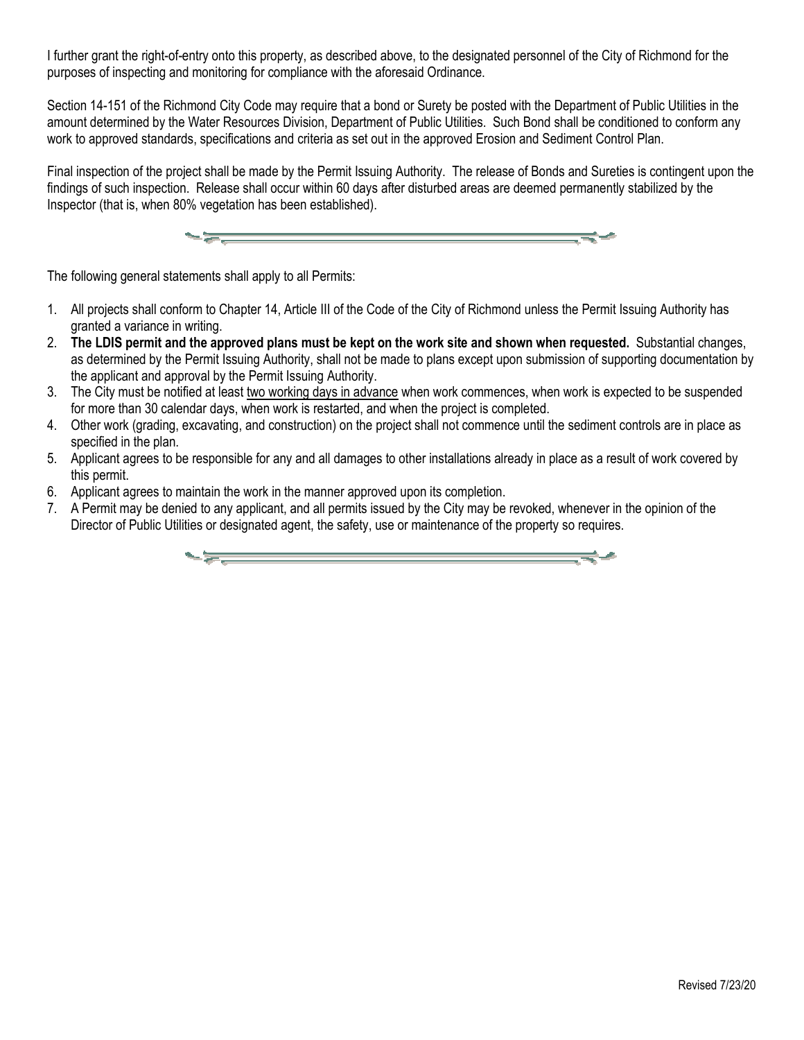I further grant the right-of-entry onto this property, as described above, to the designated personnel of the City of Richmond for the purposes of inspecting and monitoring for compliance with the aforesaid Ordinance.

Section 14-151 of the Richmond City Code may require that a bond or Surety be posted with the Department of Public Utilities in the amount determined by the Water Resources Division, Department of Public Utilities. Such Bond shall be conditioned to conform any work to approved standards, specifications and criteria as set out in the approved Erosion and Sediment Control Plan.

Final inspection of the project shall be made by the Permit Issuing Authority. The release of Bonds and Sureties is contingent upon the findings of such inspection. Release shall occur within 60 days after disturbed areas are deemed permanently stabilized by the Inspector (that is, when 80% vegetation has been established).

---

The following general statements shall apply to all Permits:

1. All projects shall conform to Chapter 14, Article III of the Code of the City of Richmond unless the Permit Issuing Authority has granted a variance in writing.
2. **The LDIS permit and the approved plans must be kept on the work site and shown when requested.** Substantial changes, as determined by the Permit Issuing Authority, shall not be made to plans except upon submission of supporting documentation by the applicant and approval by the Permit Issuing Authority.
3. The City must be notified at least two working days in advance when work commences, when work is expected to be suspended for more than 30 calendar days, when work is restarted, and when the project is completed.
4. Other work (grading, excavating, and construction) on the project shall not commence until the sediment controls are in place as specified in the plan.
5. Applicant agrees to be responsible for any and all damages to other installations already in place as a result of work covered by this permit.
6. Applicant agrees to maintain the work in the manner approved upon its completion.
7. A Permit may be denied to any applicant, and all permits issued by the City may be revoked, whenever in the opinion of the Director of Public Utilities or designated agent, the safety, use or maintenance of the property so requires.

---

Revised 7/23/20